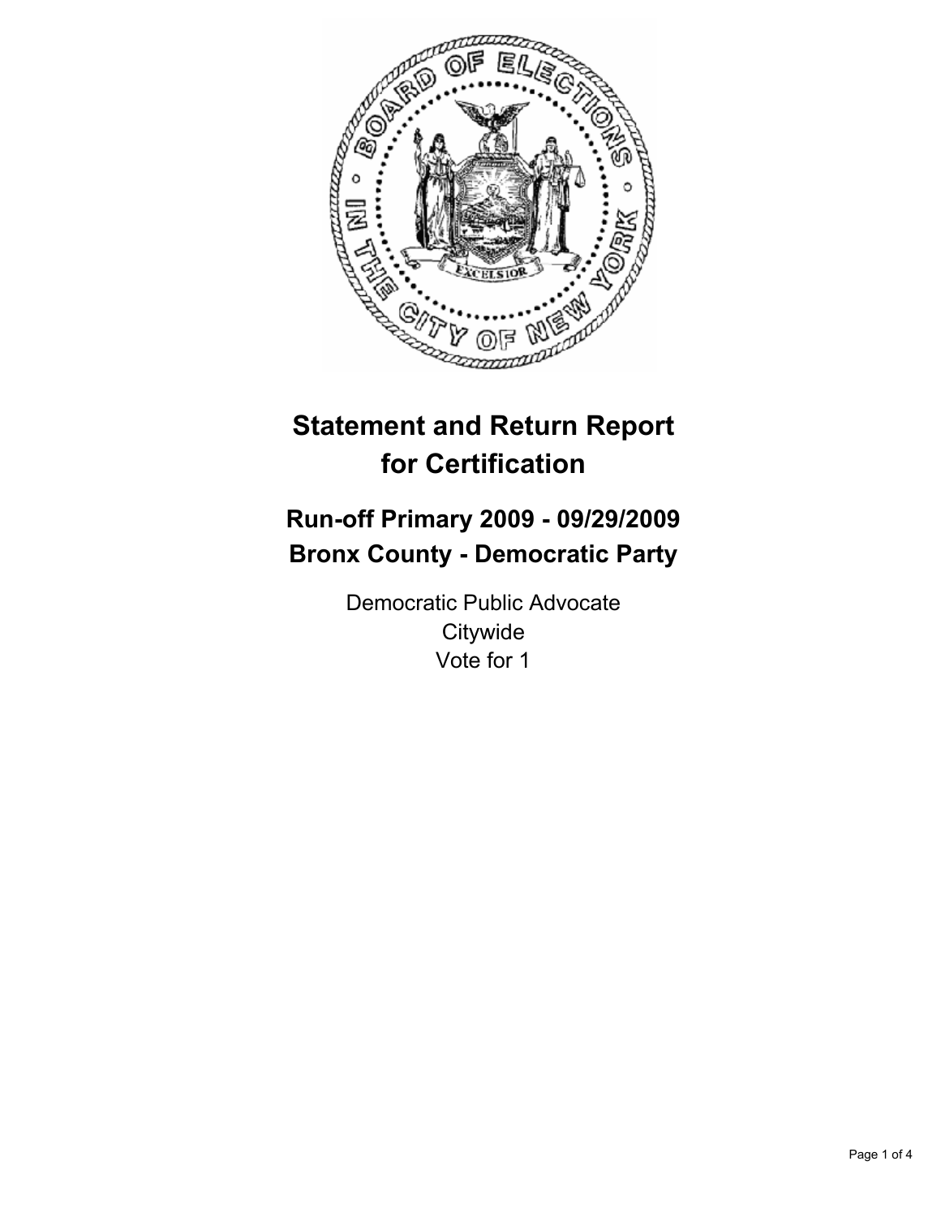# Statement and Return Report for Certification

## Run-off Primary 2009 - 09/29/2009
## Bronx County - Democratic Party

Democratic Public Advocate
Citywide
Vote for 1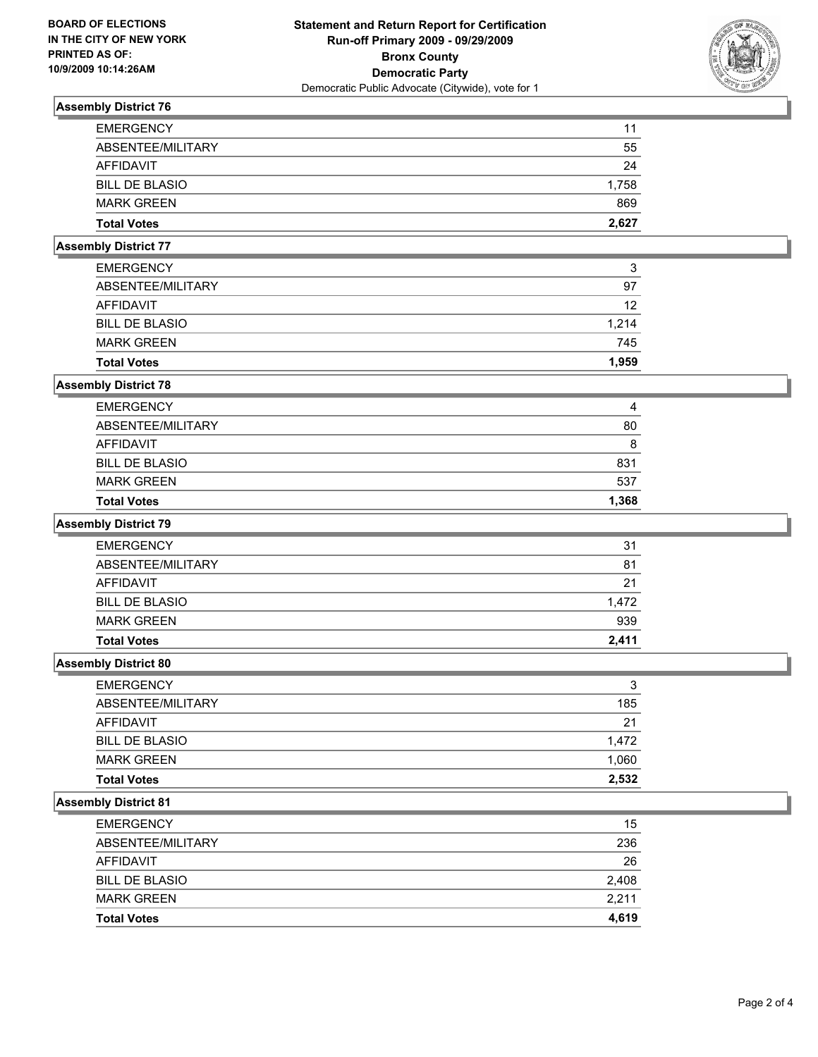**BOARD OF ELECTIONS IN THE CITY OF NEW YORK PRINTED AS OF: 10/9/2009 10:14:26AM**

# Statement and Return Report for Certification
## Run-off Primary 2009 - 09/29/2009
## Bronx County
## Democratic Party
Democratic Public Advocate (Citywide), vote for 1

### Assembly District 76

| | |
|---|---|
| EMERGENCY | 11 |
| ABSENTEE/MILITARY | 55 |
| AFFIDAVIT | 24 |
| BILL DE BLASIO | 1,758 |
| MARK GREEN | 869 |
| **Total Votes** | **2,627** |

### Assembly District 77

| | |
|---|---|
| EMERGENCY | 3 |
| ABSENTEE/MILITARY | 97 |
| AFFIDAVIT | 12 |
| BILL DE BLASIO | 1,214 |
| MARK GREEN | 745 |
| **Total Votes** | **1,959** |

### Assembly District 78

| | |
|---|---|
| EMERGENCY | 4 |
| ABSENTEE/MILITARY | 80 |
| AFFIDAVIT | 8 |
| BILL DE BLASIO | 831 |
| MARK GREEN | 537 |
| **Total Votes** | **1,368** |

### Assembly District 79

| | |
|---|---|
| EMERGENCY | 31 |
| ABSENTEE/MILITARY | 81 |
| AFFIDAVIT | 21 |
| BILL DE BLASIO | 1,472 |
| MARK GREEN | 939 |
| **Total Votes** | **2,411** |

### Assembly District 80

| | |
|---|---|
| EMERGENCY | 3 |
| ABSENTEE/MILITARY | 185 |
| AFFIDAVIT | 21 |
| BILL DE BLASIO | 1,472 |
| MARK GREEN | 1,060 |
| **Total Votes** | **2,532** |

### Assembly District 81

| | |
|---|---|
| EMERGENCY | 15 |
| ABSENTEE/MILITARY | 236 |
| AFFIDAVIT | 26 |
| BILL DE BLASIO | 2,408 |
| MARK GREEN | 2,211 |
| **Total Votes** | **4,619** |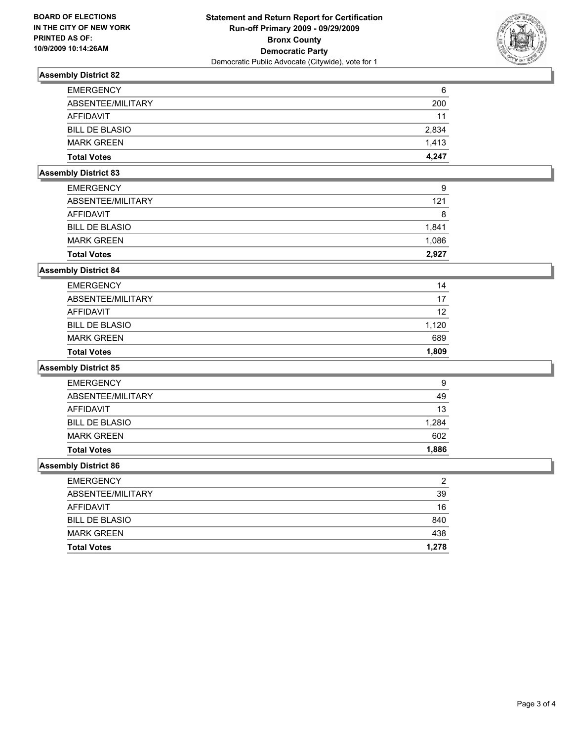**BOARD OF ELECTIONS IN THE CITY OF NEW YORK PRINTED AS OF: 10/9/2009 10:14:26AM**

# Statement and Return Report for Certification
## Run-off Primary 2009 - 09/29/2009
## Bronx County
## Democratic Party
Democratic Public Advocate (Citywide), vote for 1

### Assembly District 82

| | |
|---|---|
| EMERGENCY | 6 |
| ABSENTEE/MILITARY | 200 |
| AFFIDAVIT | 11 |
| BILL DE BLASIO | 2,834 |
| MARK GREEN | 1,413 |
| **Total Votes** | **4,247** |

### Assembly District 83

| | |
|---|---|
| EMERGENCY | 9 |
| ABSENTEE/MILITARY | 121 |
| AFFIDAVIT | 8 |
| BILL DE BLASIO | 1,841 |
| MARK GREEN | 1,086 |
| **Total Votes** | **2,927** |

### Assembly District 84

| | |
|---|---|
| EMERGENCY | 14 |
| ABSENTEE/MILITARY | 17 |
| AFFIDAVIT | 12 |
| BILL DE BLASIO | 1,120 |
| MARK GREEN | 689 |
| **Total Votes** | **1,809** |

### Assembly District 85

| | |
|---|---|
| EMERGENCY | 9 |
| ABSENTEE/MILITARY | 49 |
| AFFIDAVIT | 13 |
| BILL DE BLASIO | 1,284 |
| MARK GREEN | 602 |
| **Total Votes** | **1,886** |

### Assembly District 86

| | |
|---|---|
| EMERGENCY | 2 |
| ABSENTEE/MILITARY | 39 |
| AFFIDAVIT | 16 |
| BILL DE BLASIO | 840 |
| MARK GREEN | 438 |
| **Total Votes** | **1,278** |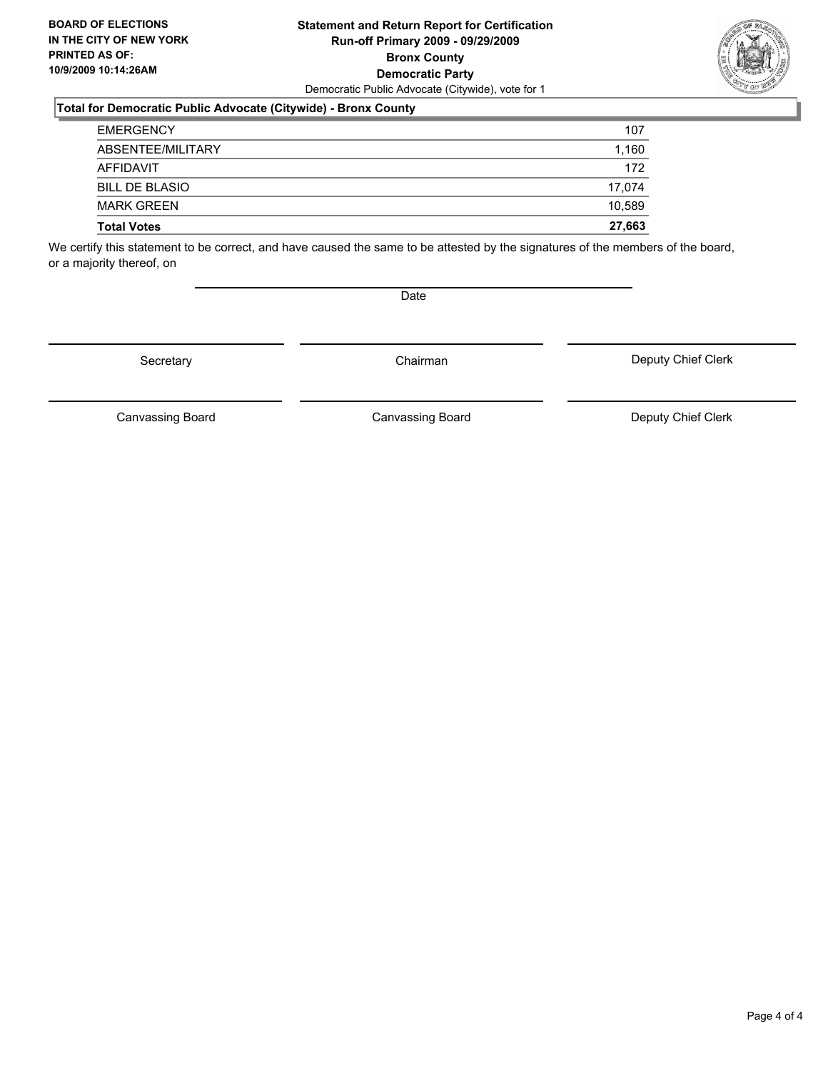**BOARD OF ELECTIONS IN THE CITY OF NEW YORK PRINTED AS OF: 10/9/2009 10:14:26AM**

**Statement and Return Report for Certification Run-off Primary 2009 - 09/29/2009 Bronx County Democratic Party**

Democratic Public Advocate (Citywide), vote for 1

### Total for Democratic Public Advocate (Citywide) - Bronx County

| | |
|---|---|
| EMERGENCY | 107 |
| ABSENTEE/MILITARY | 1,160 |
| AFFIDAVIT | 172 |
| BILL DE BLASIO | 17,074 |
| MARK GREEN | 10,589 |
| **Total Votes** | **27,663** |

We certify this statement to be correct, and have caused the same to be attested by the signatures of the members of the board, or a majority thereof, on

Date

Secretary

Chairman

Deputy Chief Clerk

Canvassing Board

Canvassing Board

Deputy Chief Clerk